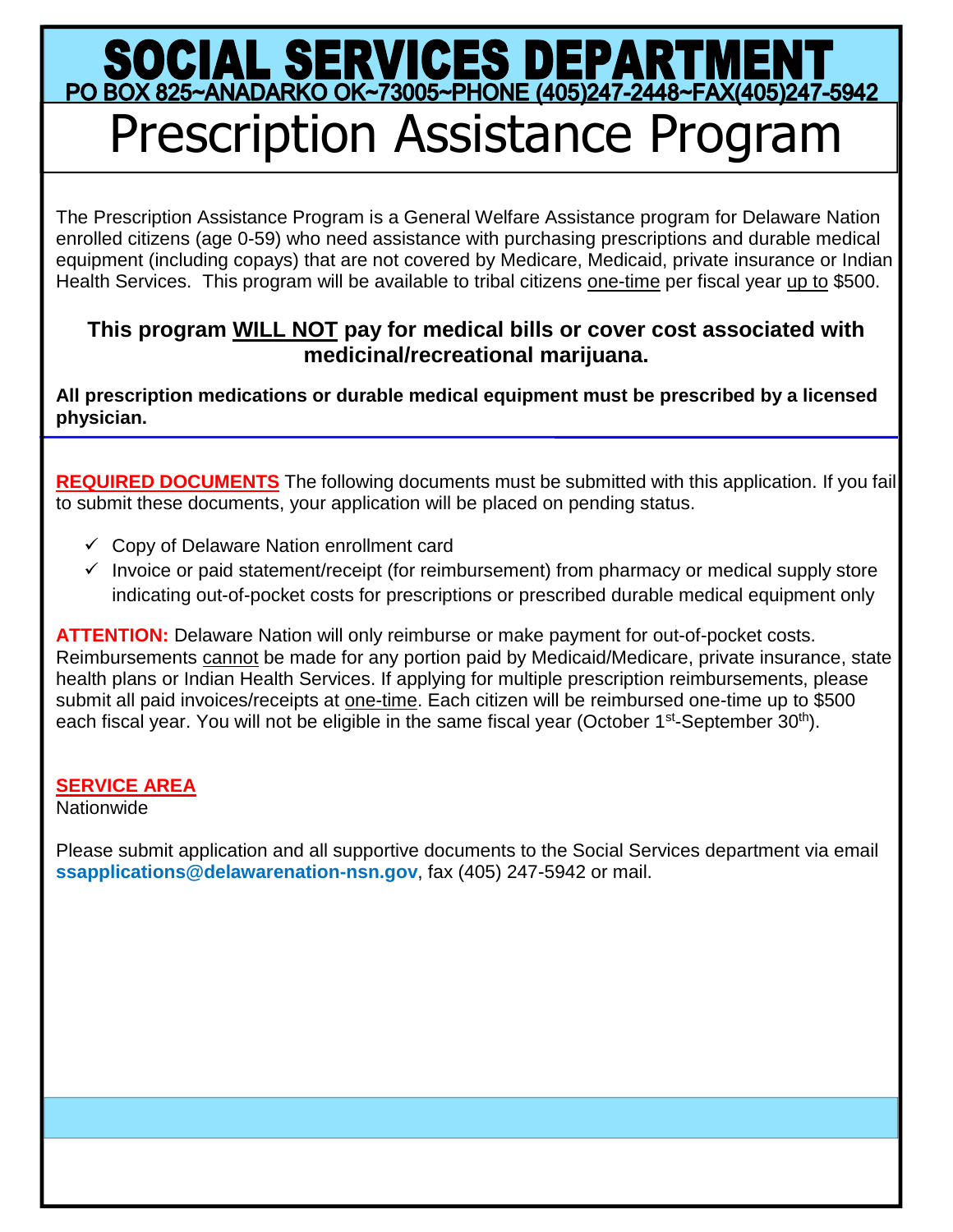# SOCIAL SERVICES DEPARTMENT

PO BOX 825~ANADARKO OK~73005~PHONE (405)247-2448~FAX(405)247-5942

# Prescription Assistance Program

The Prescription Assistance Program is a General Welfare Assistance program for Delaware Nation enrolled citizens (age 0-59) who need assistance with purchasing prescriptions and durable medical equipment (including copays) that are not covered by Medicare, Medicaid, private insurance or Indian Health Services. This program will be available to tribal citizens one-time per fiscal year up to $500.

**This program WILL NOT pay for medical bills or cover cost associated with medicinal/recreational marijuana.**

**All prescription medications or durable medical equipment must be prescribed by a licensed physician.**

**REQUIRED DOCUMENTS** The following documents must be submitted with this application. If you fail to submit these documents, your application will be placed on pending status.

- ✓ Copy of Delaware Nation enrollment card
- ✓ Invoice or paid statement/receipt (for reimbursement) from pharmacy or medical supply store indicating out-of-pocket costs for prescriptions or prescribed durable medical equipment only

**ATTENTION:** Delaware Nation will only reimburse or make payment for out-of-pocket costs. Reimbursements cannot be made for any portion paid by Medicaid/Medicare, private insurance, state health plans or Indian Health Services. If applying for multiple prescription reimbursements, please submit all paid invoices/receipts at one-time. Each citizen will be reimbursed one-time up to $500 each fiscal year. You will not be eligible in the same fiscal year (October 1st-September 30th).

**SERVICE AREA**

Nationwide

Please submit application and all supportive documents to the Social Services department via email **ssapplications@delawarenation-nsn.gov**, fax (405) 247-5942 or mail.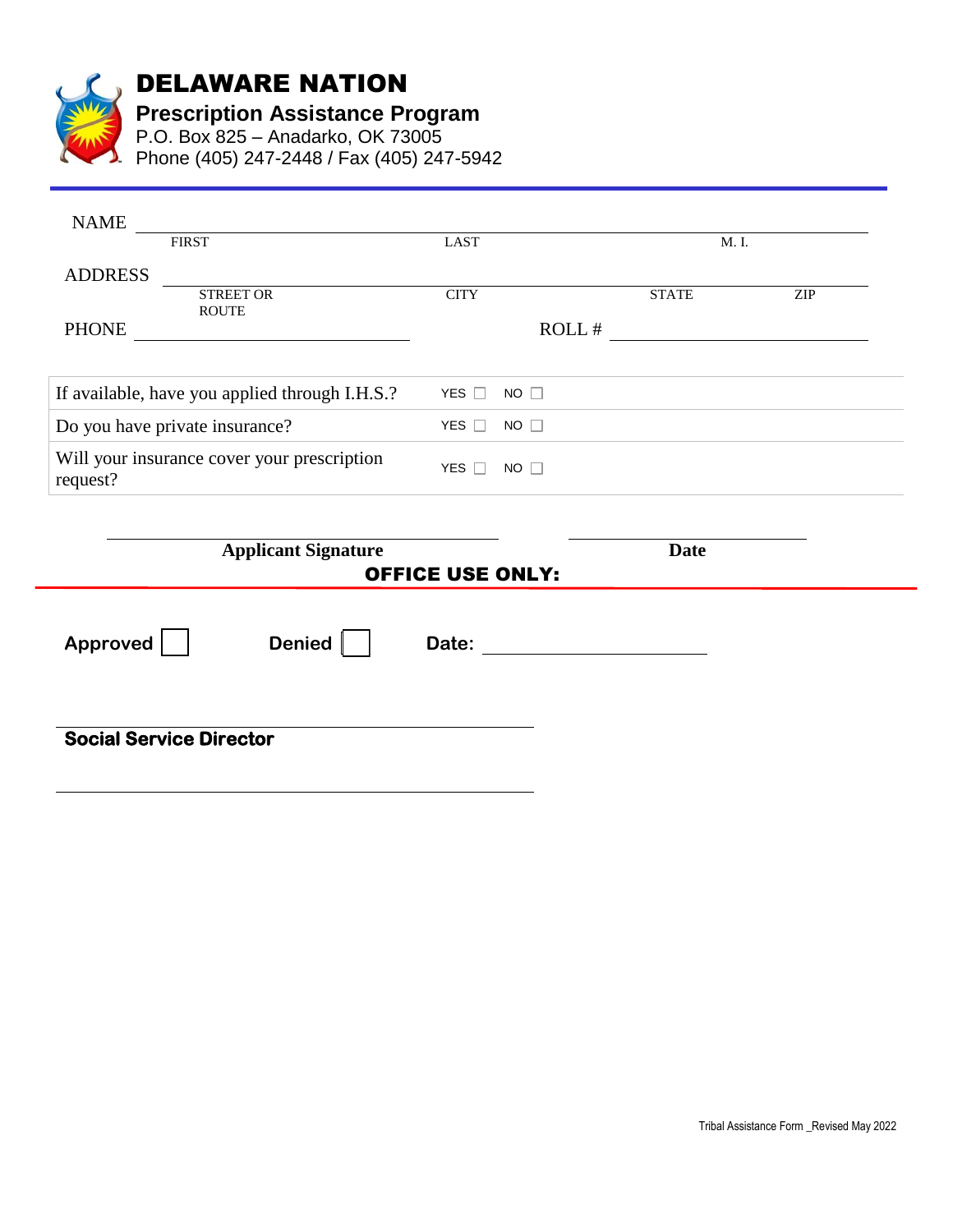# DELAWARE NATION

## Prescription Assistance Program

P.O. Box 825 – Anadarko, OK 73005
Phone (405) 247-2448 / Fax (405) 247-5942

---

NAME ______________________________________________
FIRST LAST M. I.

ADDRESS ______________________________________________
STREET OR ROUTE CITY STATE ZIP

PHONE ____________________ ROLL # ____________________

| | |
|---|---|
| If available, have you applied through I.H.S.? | YES ☐ NO ☐ |
| Do you have private insurance? | YES ☐ NO ☐ |
| Will your insurance cover your prescription request? | YES ☐ NO ☐ |

______________________________ ____________________
**Applicant Signature** **Date**

**OFFICE USE ONLY:**

---

**Approved** ☐ **Denied** ☐ **Date:** ____________________

______________________________
**Social Service Director**

______________________________

Tribal Assistance Form _Revised May 2022